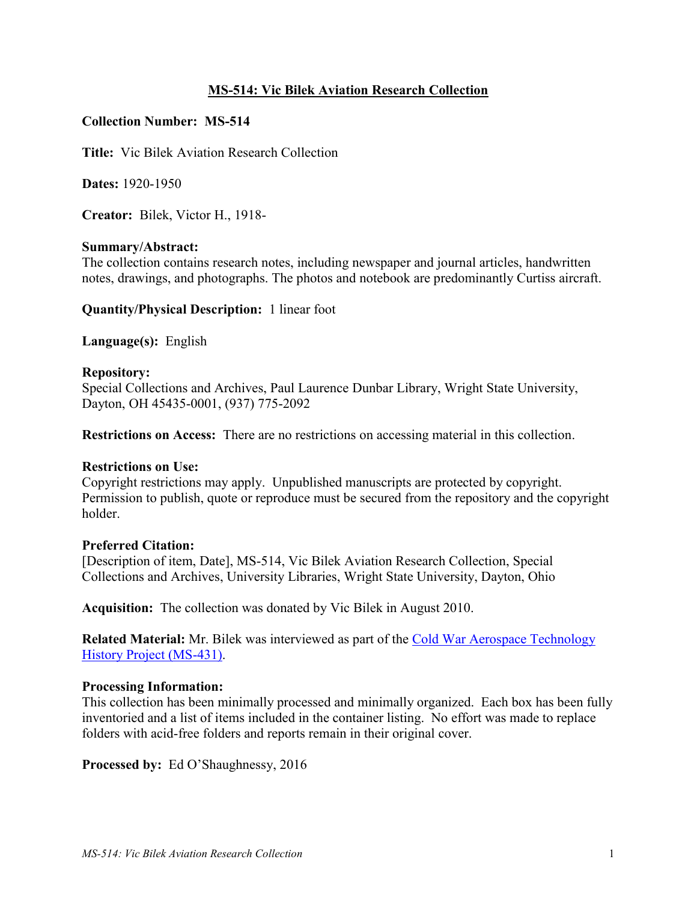# MS-514: Vic Bilek Aviation Research Collection

**Collection Number:** MS-514

**Title:** Vic Bilek Aviation Research Collection

**Dates:** 1920-1950

**Creator:** Bilek, Victor H., 1918-

**Summary/Abstract:**
The collection contains research notes, including newspaper and journal articles, handwritten notes, drawings, and photographs. The photos and notebook are predominantly Curtiss aircraft.

**Quantity/Physical Description:** 1 linear foot

**Language(s):** English

**Repository:**
Special Collections and Archives, Paul Laurence Dunbar Library, Wright State University, Dayton, OH 45435-0001, (937) 775-2092

**Restrictions on Access:** There are no restrictions on accessing material in this collection.

**Restrictions on Use:**
Copyright restrictions may apply. Unpublished manuscripts are protected by copyright. Permission to publish, quote or reproduce must be secured from the repository and the copyright holder.

**Preferred Citation:**
[Description of item, Date], MS-514, Vic Bilek Aviation Research Collection, Special Collections and Archives, University Libraries, Wright State University, Dayton, Ohio

**Acquisition:** The collection was donated by Vic Bilek in August 2010.

**Related Material:** Mr. Bilek was interviewed as part of the Cold War Aerospace Technology History Project (MS-431).

**Processing Information:**
This collection has been minimally processed and minimally organized. Each box has been fully inventoried and a list of items included in the container listing. No effort was made to replace folders with acid-free folders and reports remain in their original cover.

**Processed by:** Ed O'Shaughnessy, 2016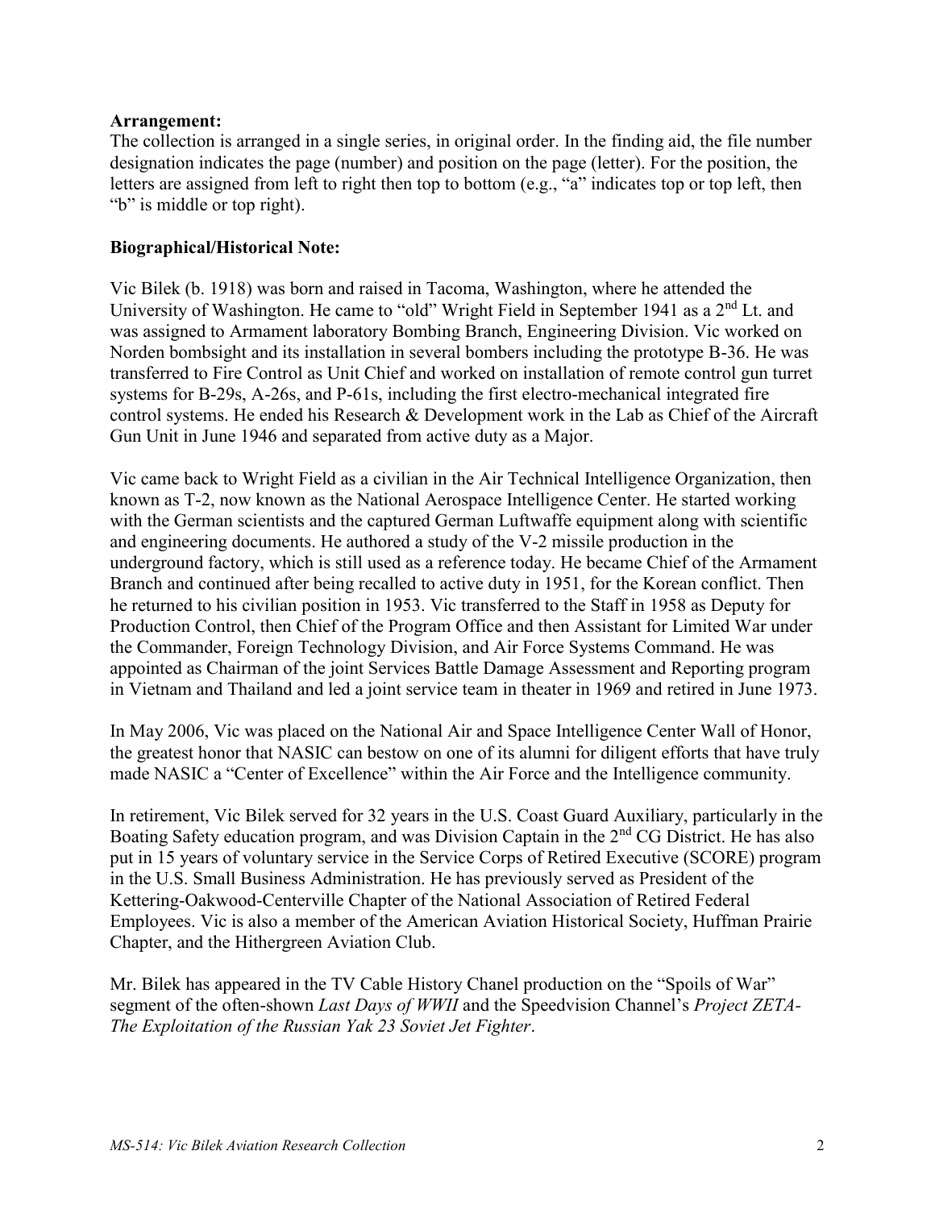**Arrangement:**
The collection is arranged in a single series, in original order. In the finding aid, the file number designation indicates the page (number) and position on the page (letter). For the position, the letters are assigned from left to right then top to bottom (e.g., "a" indicates top or top left, then "b" is middle or top right).

**Biographical/Historical Note:**

Vic Bilek (b. 1918) was born and raised in Tacoma, Washington, where he attended the University of Washington. He came to "old" Wright Field in September 1941 as a 2nd Lt. and was assigned to Armament laboratory Bombing Branch, Engineering Division. Vic worked on Norden bombsight and its installation in several bombers including the prototype B-36. He was transferred to Fire Control as Unit Chief and worked on installation of remote control gun turret systems for B-29s, A-26s, and P-61s, including the first electro-mechanical integrated fire control systems. He ended his Research & Development work in the Lab as Chief of the Aircraft Gun Unit in June 1946 and separated from active duty as a Major.

Vic came back to Wright Field as a civilian in the Air Technical Intelligence Organization, then known as T-2, now known as the National Aerospace Intelligence Center. He started working with the German scientists and the captured German Luftwaffe equipment along with scientific and engineering documents. He authored a study of the V-2 missile production in the underground factory, which is still used as a reference today. He became Chief of the Armament Branch and continued after being recalled to active duty in 1951, for the Korean conflict. Then he returned to his civilian position in 1953. Vic transferred to the Staff in 1958 as Deputy for Production Control, then Chief of the Program Office and then Assistant for Limited War under the Commander, Foreign Technology Division, and Air Force Systems Command. He was appointed as Chairman of the joint Services Battle Damage Assessment and Reporting program in Vietnam and Thailand and led a joint service team in theater in 1969 and retired in June 1973.

In May 2006, Vic was placed on the National Air and Space Intelligence Center Wall of Honor, the greatest honor that NASIC can bestow on one of its alumni for diligent efforts that have truly made NASIC a "Center of Excellence" within the Air Force and the Intelligence community.

In retirement, Vic Bilek served for 32 years in the U.S. Coast Guard Auxiliary, particularly in the Boating Safety education program, and was Division Captain in the 2nd CG District. He has also put in 15 years of voluntary service in the Service Corps of Retired Executive (SCORE) program in the U.S. Small Business Administration. He has previously served as President of the Kettering-Oakwood-Centerville Chapter of the National Association of Retired Federal Employees. Vic is also a member of the American Aviation Historical Society, Huffman Prairie Chapter, and the Hithergreen Aviation Club.

Mr. Bilek has appeared in the TV Cable History Chanel production on the "Spoils of War" segment of the often-shown *Last Days of WWII* and the Speedvision Channel's *Project ZETA-The Exploitation of the Russian Yak 23 Soviet Jet Fighter*.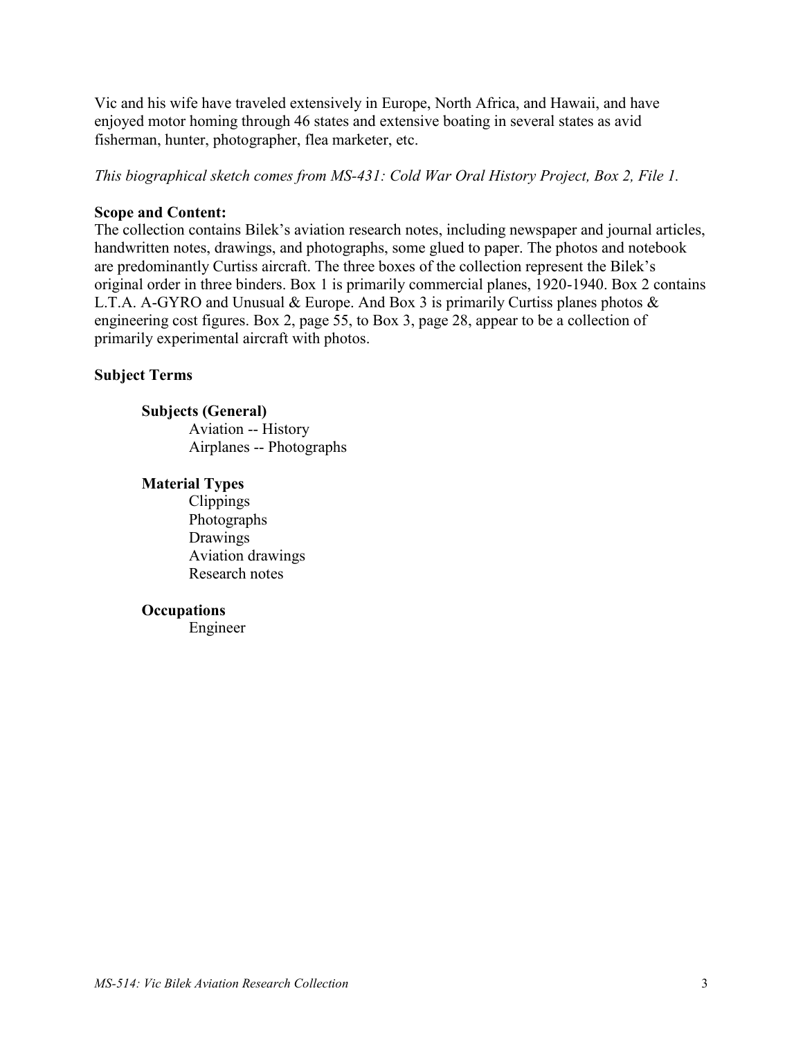Vic and his wife have traveled extensively in Europe, North Africa, and Hawaii, and have enjoyed motor homing through 46 states and extensive boating in several states as avid fisherman, hunter, photographer, flea marketer, etc.

*This biographical sketch comes from MS-431: Cold War Oral History Project, Box 2, File 1.*

**Scope and Content:**

The collection contains Bilek's aviation research notes, including newspaper and journal articles, handwritten notes, drawings, and photographs, some glued to paper. The photos and notebook are predominantly Curtiss aircraft. The three boxes of the collection represent the Bilek's original order in three binders. Box 1 is primarily commercial planes, 1920-1940. Box 2 contains L.T.A. A-GYRO and Unusual & Europe. And Box 3 is primarily Curtiss planes photos & engineering cost figures. Box 2, page 55, to Box 3, page 28, appear to be a collection of primarily experimental aircraft with photos.

**Subject Terms**

**Subjects (General)**

- Aviation -- History
- Airplanes -- Photographs

**Material Types**

- Clippings
- Photographs
- Drawings
- Aviation drawings
- Research notes

**Occupations**

- Engineer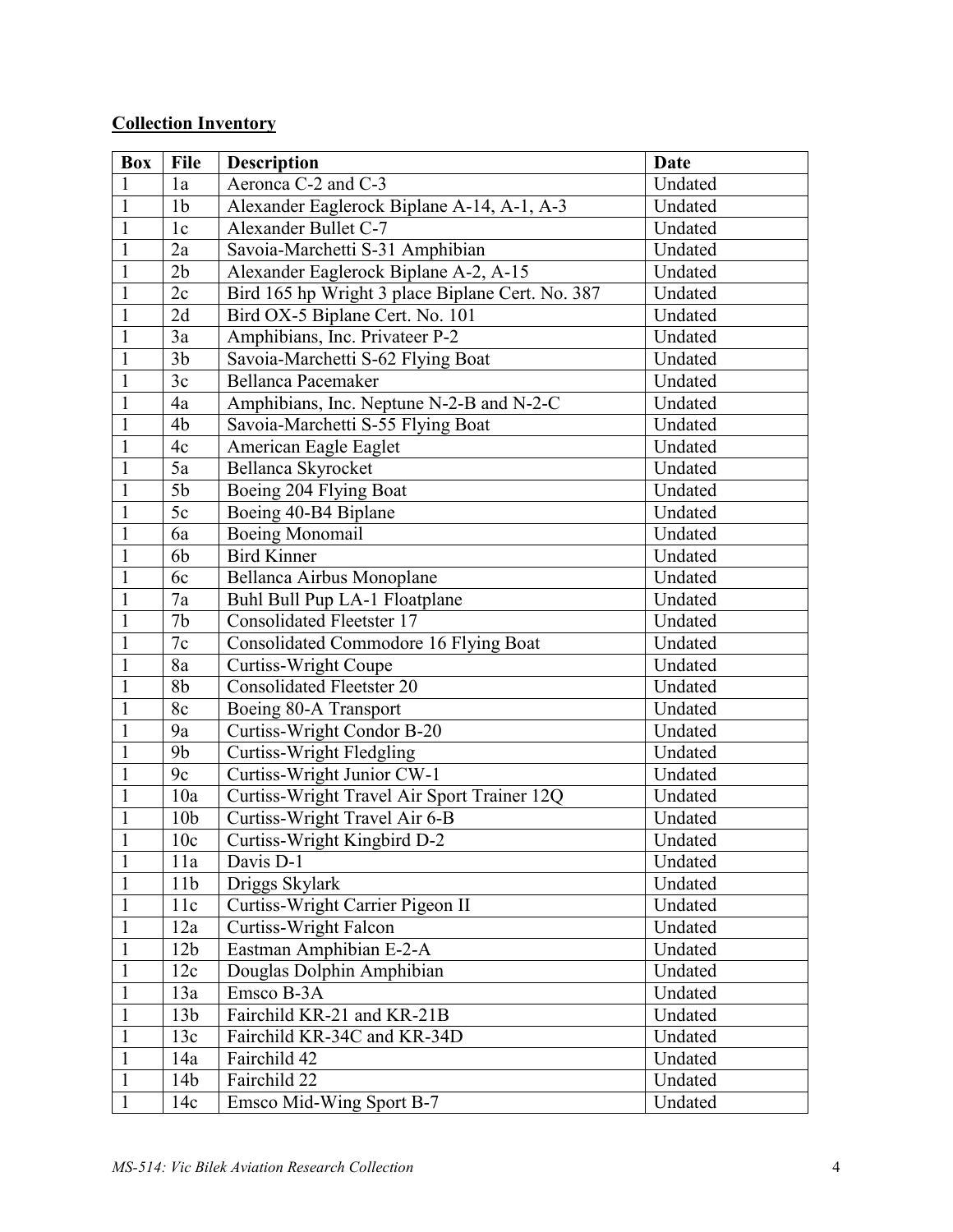**Collection Inventory**

| Box | File | Description | Date |
|---|---|---|---|
| 1 | 1a | Aeronca C-2 and C-3 | Undated |
| 1 | 1b | Alexander Eaglerock Biplane A-14, A-1, A-3 | Undated |
| 1 | 1c | Alexander Bullet C-7 | Undated |
| 1 | 2a | Savoia-Marchetti S-31 Amphibian | Undated |
| 1 | 2b | Alexander Eaglerock Biplane A-2, A-15 | Undated |
| 1 | 2c | Bird 165 hp Wright 3 place Biplane Cert. No. 387 | Undated |
| 1 | 2d | Bird OX-5 Biplane Cert. No. 101 | Undated |
| 1 | 3a | Amphibians, Inc. Privateer P-2 | Undated |
| 1 | 3b | Savoia-Marchetti S-62 Flying Boat | Undated |
| 1 | 3c | Bellanca Pacemaker | Undated |
| 1 | 4a | Amphibians, Inc. Neptune N-2-B and N-2-C | Undated |
| 1 | 4b | Savoia-Marchetti S-55 Flying Boat | Undated |
| 1 | 4c | American Eagle Eaglet | Undated |
| 1 | 5a | Bellanca Skyrocket | Undated |
| 1 | 5b | Boeing 204 Flying Boat | Undated |
| 1 | 5c | Boeing 40-B4 Biplane | Undated |
| 1 | 6a | Boeing Monomail | Undated |
| 1 | 6b | Bird Kinner | Undated |
| 1 | 6c | Bellanca Airbus Monoplane | Undated |
| 1 | 7a | Buhl Bull Pup LA-1 Floatplane | Undated |
| 1 | 7b | Consolidated Fleetster 17 | Undated |
| 1 | 7c | Consolidated Commodore 16 Flying Boat | Undated |
| 1 | 8a | Curtiss-Wright Coupe | Undated |
| 1 | 8b | Consolidated Fleetster 20 | Undated |
| 1 | 8c | Boeing 80-A Transport | Undated |
| 1 | 9a | Curtiss-Wright Condor B-20 | Undated |
| 1 | 9b | Curtiss-Wright Fledgling | Undated |
| 1 | 9c | Curtiss-Wright Junior CW-1 | Undated |
| 1 | 10a | Curtiss-Wright Travel Air Sport Trainer 12Q | Undated |
| 1 | 10b | Curtiss-Wright Travel Air 6-B | Undated |
| 1 | 10c | Curtiss-Wright Kingbird D-2 | Undated |
| 1 | 11a | Davis D-1 | Undated |
| 1 | 11b | Driggs Skylark | Undated |
| 1 | 11c | Curtiss-Wright Carrier Pigeon II | Undated |
| 1 | 12a | Curtiss-Wright Falcon | Undated |
| 1 | 12b | Eastman Amphibian E-2-A | Undated |
| 1 | 12c | Douglas Dolphin Amphibian | Undated |
| 1 | 13a | Emsco B-3A | Undated |
| 1 | 13b | Fairchild KR-21 and KR-21B | Undated |
| 1 | 13c | Fairchild KR-34C and KR-34D | Undated |
| 1 | 14a | Fairchild 42 | Undated |
| 1 | 14b | Fairchild 22 | Undated |
| 1 | 14c | Emsco Mid-Wing Sport B-7 | Undated |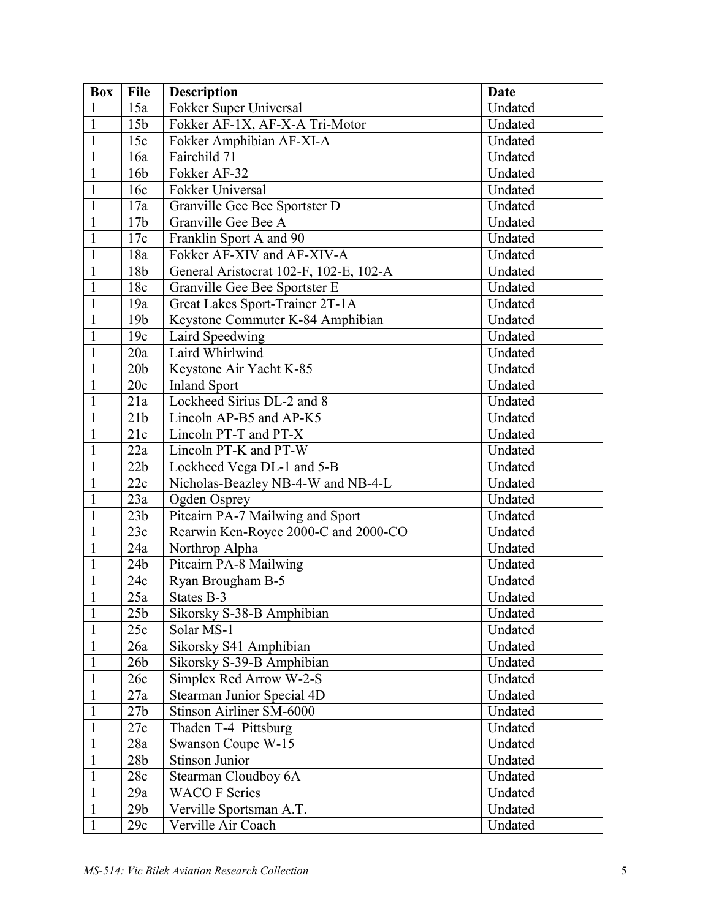| Box | File | Description | Date |
|---|---|---|---|
| 1 | 15a | Fokker Super Universal | Undated |
| 1 | 15b | Fokker AF-1X, AF-X-A Tri-Motor | Undated |
| 1 | 15c | Fokker Amphibian AF-XI-A | Undated |
| 1 | 16a | Fairchild 71 | Undated |
| 1 | 16b | Fokker AF-32 | Undated |
| 1 | 16c | Fokker Universal | Undated |
| 1 | 17a | Granville Gee Bee Sportster D | Undated |
| 1 | 17b | Granville Gee Bee A | Undated |
| 1 | 17c | Franklin Sport A and 90 | Undated |
| 1 | 18a | Fokker AF-XIV and AF-XIV-A | Undated |
| 1 | 18b | General Aristocrat 102-F, 102-E, 102-A | Undated |
| 1 | 18c | Granville Gee Bee Sportster E | Undated |
| 1 | 19a | Great Lakes Sport-Trainer 2T-1A | Undated |
| 1 | 19b | Keystone Commuter K-84 Amphibian | Undated |
| 1 | 19c | Laird Speedwing | Undated |
| 1 | 20a | Laird Whirlwind | Undated |
| 1 | 20b | Keystone Air Yacht K-85 | Undated |
| 1 | 20c | Inland Sport | Undated |
| 1 | 21a | Lockheed Sirius DL-2 and 8 | Undated |
| 1 | 21b | Lincoln AP-B5 and AP-K5 | Undated |
| 1 | 21c | Lincoln PT-T and PT-X | Undated |
| 1 | 22a | Lincoln PT-K and PT-W | Undated |
| 1 | 22b | Lockheed Vega DL-1 and 5-B | Undated |
| 1 | 22c | Nicholas-Beazley NB-4-W and NB-4-L | Undated |
| 1 | 23a | Ogden Osprey | Undated |
| 1 | 23b | Pitcairn PA-7 Mailwing and Sport | Undated |
| 1 | 23c | Rearwin Ken-Royce 2000-C and 2000-CO | Undated |
| 1 | 24a | Northrop Alpha | Undated |
| 1 | 24b | Pitcairn PA-8 Mailwing | Undated |
| 1 | 24c | Ryan Brougham B-5 | Undated |
| 1 | 25a | States B-3 | Undated |
| 1 | 25b | Sikorsky S-38-B Amphibian | Undated |
| 1 | 25c | Solar MS-1 | Undated |
| 1 | 26a | Sikorsky S41 Amphibian | Undated |
| 1 | 26b | Sikorsky S-39-B Amphibian | Undated |
| 1 | 26c | Simplex Red Arrow W-2-S | Undated |
| 1 | 27a | Stearman Junior Special 4D | Undated |
| 1 | 27b | Stinson Airliner SM-6000 | Undated |
| 1 | 27c | Thaden T-4 Pittsburg | Undated |
| 1 | 28a | Swanson Coupe W-15 | Undated |
| 1 | 28b | Stinson Junior | Undated |
| 1 | 28c | Stearman Cloudboy 6A | Undated |
| 1 | 29a | WACO F Series | Undated |
| 1 | 29b | Verville Sportsman A.T. | Undated |
| 1 | 29c | Verville Air Coach | Undated |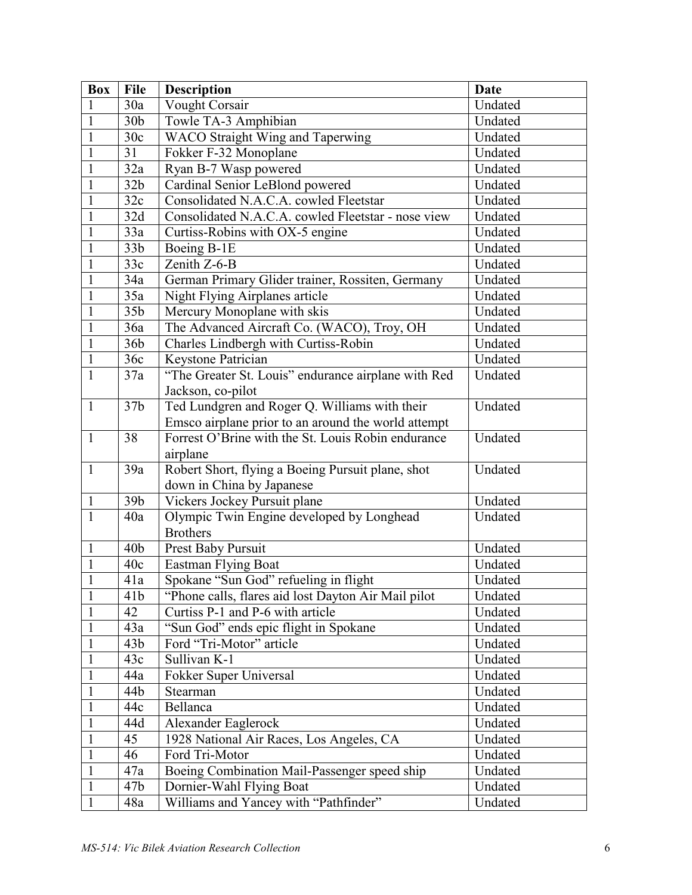| Box | File | Description | Date |
| --- | --- | --- | --- |
| 1 | 30a | Vought Corsair | Undated |
| 1 | 30b | Towle TA-3 Amphibian | Undated |
| 1 | 30c | WACO Straight Wing and Taperwing | Undated |
| 1 | 31 | Fokker F-32 Monoplane | Undated |
| 1 | 32a | Ryan B-7 Wasp powered | Undated |
| 1 | 32b | Cardinal Senior LeBlond powered | Undated |
| 1 | 32c | Consolidated N.A.C.A. cowled Fleetstar | Undated |
| 1 | 32d | Consolidated N.A.C.A. cowled Fleetstar - nose view | Undated |
| 1 | 33a | Curtiss-Robins with OX-5 engine | Undated |
| 1 | 33b | Boeing B-1E | Undated |
| 1 | 33c | Zenith Z-6-B | Undated |
| 1 | 34a | German Primary Glider trainer, Rossiten, Germany | Undated |
| 1 | 35a | Night Flying Airplanes article | Undated |
| 1 | 35b | Mercury Monoplane with skis | Undated |
| 1 | 36a | The Advanced Aircraft Co. (WACO), Troy, OH | Undated |
| 1 | 36b | Charles Lindbergh with Curtiss-Robin | Undated |
| 1 | 36c | Keystone Patrician | Undated |
| 1 | 37a | "The Greater St. Louis" endurance airplane with Red Jackson, co-pilot | Undated |
| 1 | 37b | Ted Lundgren and Roger Q. Williams with their Emsco airplane prior to an around the world attempt | Undated |
| 1 | 38 | Forrest O'Brine with the St. Louis Robin endurance airplane | Undated |
| 1 | 39a | Robert Short, flying a Boeing Pursuit plane, shot down in China by Japanese | Undated |
| 1 | 39b | Vickers Jockey Pursuit plane | Undated |
| 1 | 40a | Olympic Twin Engine developed by Longhead Brothers | Undated |
| 1 | 40b | Prest Baby Pursuit | Undated |
| 1 | 40c | Eastman Flying Boat | Undated |
| 1 | 41a | Spokane "Sun God" refueling in flight | Undated |
| 1 | 41b | "Phone calls, flares aid lost Dayton Air Mail pilot | Undated |
| 1 | 42 | Curtiss P-1 and P-6 with article | Undated |
| 1 | 43a | "Sun God" ends epic flight in Spokane | Undated |
| 1 | 43b | Ford "Tri-Motor" article | Undated |
| 1 | 43c | Sullivan K-1 | Undated |
| 1 | 44a | Fokker Super Universal | Undated |
| 1 | 44b | Stearman | Undated |
| 1 | 44c | Bellanca | Undated |
| 1 | 44d | Alexander Eaglerock | Undated |
| 1 | 45 | 1928 National Air Races, Los Angeles, CA | Undated |
| 1 | 46 | Ford Tri-Motor | Undated |
| 1 | 47a | Boeing Combination Mail-Passenger speed ship | Undated |
| 1 | 47b | Dornier-Wahl Flying Boat | Undated |
| 1 | 48a | Williams and Yancey with "Pathfinder" | Undated |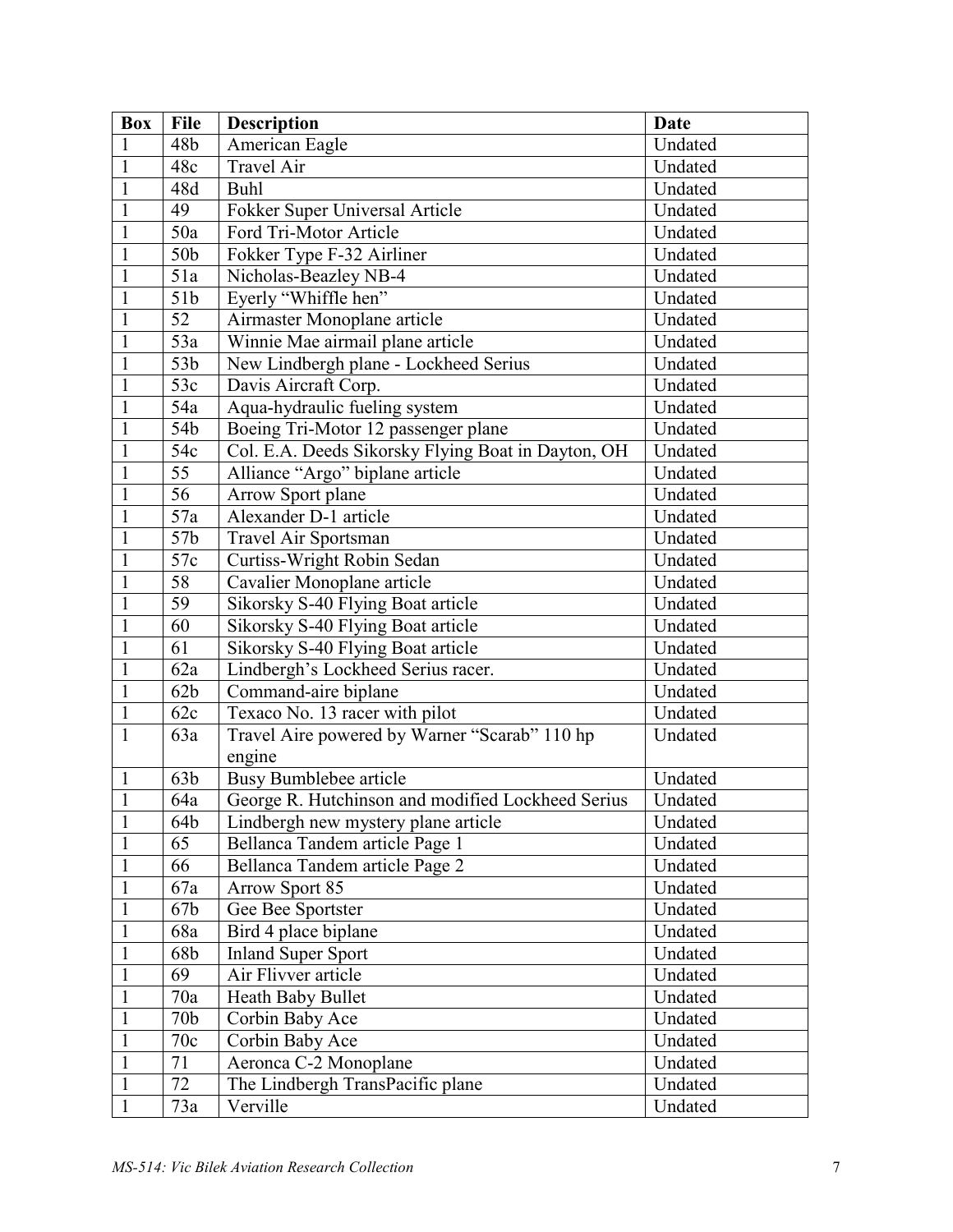| Box | File | Description | Date |
| --- | --- | --- | --- |
| 1 | 48b | American Eagle | Undated |
| 1 | 48c | Travel Air | Undated |
| 1 | 48d | Buhl | Undated |
| 1 | 49 | Fokker Super Universal Article | Undated |
| 1 | 50a | Ford Tri-Motor Article | Undated |
| 1 | 50b | Fokker Type F-32 Airliner | Undated |
| 1 | 51a | Nicholas-Beazley NB-4 | Undated |
| 1 | 51b | Eyerly "Whiffle hen" | Undated |
| 1 | 52 | Airmaster Monoplane article | Undated |
| 1 | 53a | Winnie Mae airmail plane article | Undated |
| 1 | 53b | New Lindbergh plane - Lockheed Serius | Undated |
| 1 | 53c | Davis Aircraft Corp. | Undated |
| 1 | 54a | Aqua-hydraulic fueling system | Undated |
| 1 | 54b | Boeing Tri-Motor 12 passenger plane | Undated |
| 1 | 54c | Col. E.A. Deeds Sikorsky Flying Boat in Dayton, OH | Undated |
| 1 | 55 | Alliance "Argo" biplane article | Undated |
| 1 | 56 | Arrow Sport plane | Undated |
| 1 | 57a | Alexander D-1 article | Undated |
| 1 | 57b | Travel Air Sportsman | Undated |
| 1 | 57c | Curtiss-Wright Robin Sedan | Undated |
| 1 | 58 | Cavalier Monoplane article | Undated |
| 1 | 59 | Sikorsky S-40 Flying Boat article | Undated |
| 1 | 60 | Sikorsky S-40 Flying Boat article | Undated |
| 1 | 61 | Sikorsky S-40 Flying Boat article | Undated |
| 1 | 62a | Lindbergh's Lockheed Serius racer. | Undated |
| 1 | 62b | Command-aire biplane | Undated |
| 1 | 62c | Texaco No. 13 racer with pilot | Undated |
| 1 | 63a | Travel Aire powered by Warner "Scarab" 110 hp engine | Undated |
| 1 | 63b | Busy Bumblebee article | Undated |
| 1 | 64a | George R. Hutchinson and modified Lockheed Serius | Undated |
| 1 | 64b | Lindbergh new mystery plane article | Undated |
| 1 | 65 | Bellanca Tandem article Page 1 | Undated |
| 1 | 66 | Bellanca Tandem article Page 2 | Undated |
| 1 | 67a | Arrow Sport 85 | Undated |
| 1 | 67b | Gee Bee Sportster | Undated |
| 1 | 68a | Bird 4 place biplane | Undated |
| 1 | 68b | Inland Super Sport | Undated |
| 1 | 69 | Air Flivver article | Undated |
| 1 | 70a | Heath Baby Bullet | Undated |
| 1 | 70b | Corbin Baby Ace | Undated |
| 1 | 70c | Corbin Baby Ace | Undated |
| 1 | 71 | Aeronca C-2 Monoplane | Undated |
| 1 | 72 | The Lindbergh TransPacific plane | Undated |
| 1 | 73a | Verville | Undated |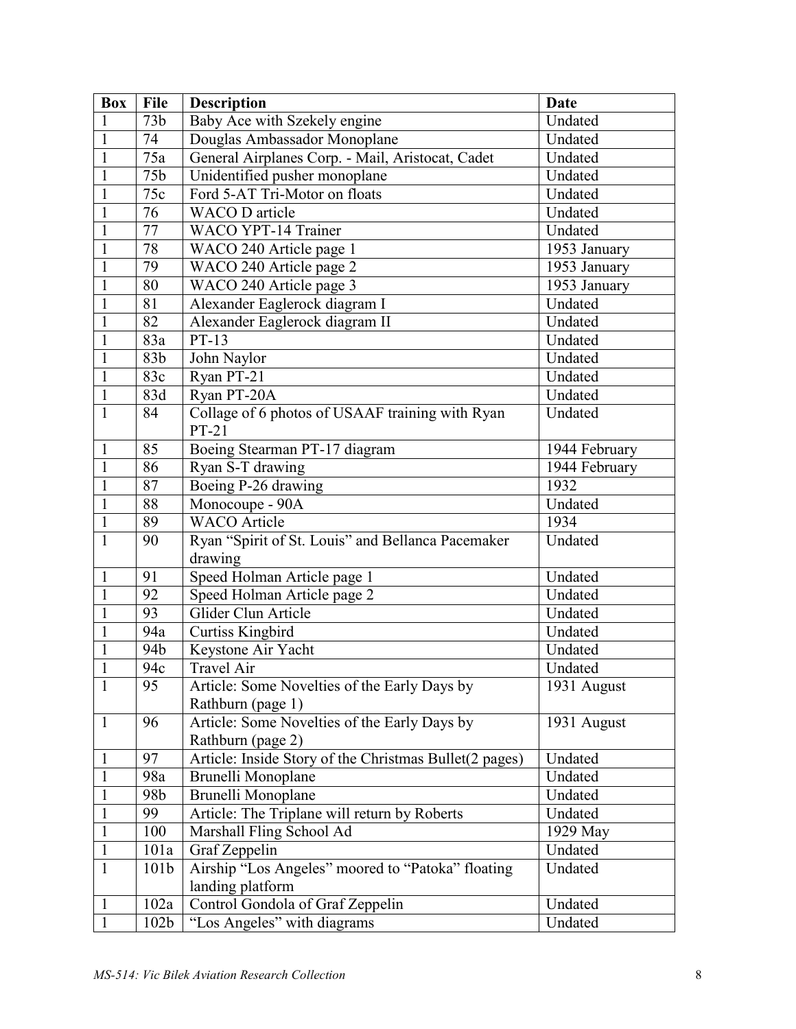| Box | File | Description | Date |
|---|---|---|---|
| 1 | 73b | Baby Ace with Szekely engine | Undated |
| 1 | 74 | Douglas Ambassador Monoplane | Undated |
| 1 | 75a | General Airplanes Corp. - Mail, Aristocat, Cadet | Undated |
| 1 | 75b | Unidentified pusher monoplane | Undated |
| 1 | 75c | Ford 5-AT Tri-Motor on floats | Undated |
| 1 | 76 | WACO D article | Undated |
| 1 | 77 | WACO YPT-14 Trainer | Undated |
| 1 | 78 | WACO 240 Article page 1 | 1953 January |
| 1 | 79 | WACO 240 Article page 2 | 1953 January |
| 1 | 80 | WACO 240 Article page 3 | 1953 January |
| 1 | 81 | Alexander Eaglerock diagram I | Undated |
| 1 | 82 | Alexander Eaglerock diagram II | Undated |
| 1 | 83a | PT-13 | Undated |
| 1 | 83b | John Naylor | Undated |
| 1 | 83c | Ryan PT-21 | Undated |
| 1 | 83d | Ryan PT-20A | Undated |
| 1 | 84 | Collage of 6 photos of USAAF training with Ryan PT-21 | Undated |
| 1 | 85 | Boeing Stearman PT-17 diagram | 1944 February |
| 1 | 86 | Ryan S-T drawing | 1944 February |
| 1 | 87 | Boeing P-26 drawing | 1932 |
| 1 | 88 | Monocoupe - 90A | Undated |
| 1 | 89 | WACO Article | 1934 |
| 1 | 90 | Ryan "Spirit of St. Louis" and Bellanca Pacemaker drawing | Undated |
| 1 | 91 | Speed Holman Article page 1 | Undated |
| 1 | 92 | Speed Holman Article page 2 | Undated |
| 1 | 93 | Glider Clun Article | Undated |
| 1 | 94a | Curtiss Kingbird | Undated |
| 1 | 94b | Keystone Air Yacht | Undated |
| 1 | 94c | Travel Air | Undated |
| 1 | 95 | Article: Some Novelties of the Early Days by Rathburn (page 1) | 1931 August |
| 1 | 96 | Article: Some Novelties of the Early Days by Rathburn (page 2) | 1931 August |
| 1 | 97 | Article: Inside Story of the Christmas Bullet(2 pages) | Undated |
| 1 | 98a | Brunelli Monoplane | Undated |
| 1 | 98b | Brunelli Monoplane | Undated |
| 1 | 99 | Article: The Triplane will return by Roberts | Undated |
| 1 | 100 | Marshall Fling School Ad | 1929 May |
| 1 | 101a | Graf Zeppelin | Undated |
| 1 | 101b | Airship "Los Angeles" moored to "Patoka" floating landing platform | Undated |
| 1 | 102a | Control Gondola of Graf Zeppelin | Undated |
| 1 | 102b | "Los Angeles" with diagrams | Undated |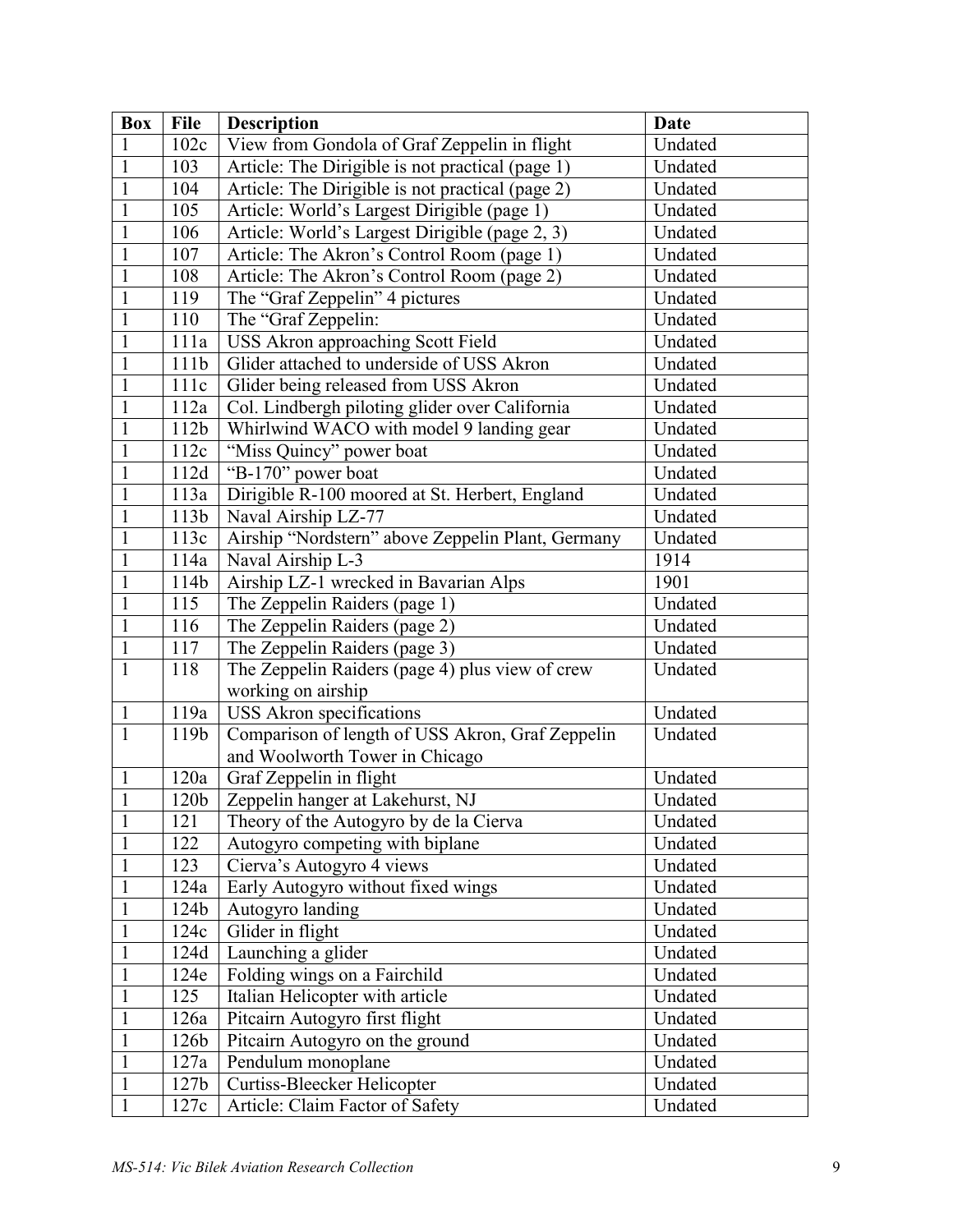| Box | File | Description | Date |
|---|---|---|---|
| 1 | 102c | View from Gondola of Graf Zeppelin in flight | Undated |
| 1 | 103 | Article: The Dirigible is not practical (page 1) | Undated |
| 1 | 104 | Article: The Dirigible is not practical (page 2) | Undated |
| 1 | 105 | Article: World's Largest Dirigible (page 1) | Undated |
| 1 | 106 | Article: World's Largest Dirigible (page 2, 3) | Undated |
| 1 | 107 | Article: The Akron's Control Room (page 1) | Undated |
| 1 | 108 | Article: The Akron's Control Room (page 2) | Undated |
| 1 | 119 | The "Graf Zeppelin" 4 pictures | Undated |
| 1 | 110 | The "Graf Zeppelin: | Undated |
| 1 | 111a | USS Akron approaching Scott Field | Undated |
| 1 | 111b | Glider attached to underside of USS Akron | Undated |
| 1 | 111c | Glider being released from USS Akron | Undated |
| 1 | 112a | Col. Lindbergh piloting glider over California | Undated |
| 1 | 112b | Whirlwind WACO with model 9 landing gear | Undated |
| 1 | 112c | "Miss Quincy" power boat | Undated |
| 1 | 112d | "B-170" power boat | Undated |
| 1 | 113a | Dirigible R-100 moored at St. Herbert, England | Undated |
| 1 | 113b | Naval Airship LZ-77 | Undated |
| 1 | 113c | Airship "Nordstern" above Zeppelin Plant, Germany | Undated |
| 1 | 114a | Naval Airship L-3 | 1914 |
| 1 | 114b | Airship LZ-1 wrecked in Bavarian Alps | 1901 |
| 1 | 115 | The Zeppelin Raiders (page 1) | Undated |
| 1 | 116 | The Zeppelin Raiders (page 2) | Undated |
| 1 | 117 | The Zeppelin Raiders (page 3) | Undated |
| 1 | 118 | The Zeppelin Raiders (page 4) plus view of crew working on airship | Undated |
| 1 | 119a | USS Akron specifications | Undated |
| 1 | 119b | Comparison of length of USS Akron, Graf Zeppelin and Woolworth Tower in Chicago | Undated |
| 1 | 120a | Graf Zeppelin in flight | Undated |
| 1 | 120b | Zeppelin hanger at Lakehurst, NJ | Undated |
| 1 | 121 | Theory of the Autogyro by de la Cierva | Undated |
| 1 | 122 | Autogyro competing with biplane | Undated |
| 1 | 123 | Cierva's Autogyro 4 views | Undated |
| 1 | 124a | Early Autogyro without fixed wings | Undated |
| 1 | 124b | Autogyro landing | Undated |
| 1 | 124c | Glider in flight | Undated |
| 1 | 124d | Launching a glider | Undated |
| 1 | 124e | Folding wings on a Fairchild | Undated |
| 1 | 125 | Italian Helicopter with article | Undated |
| 1 | 126a | Pitcairn Autogyro first flight | Undated |
| 1 | 126b | Pitcairn Autogyro on the ground | Undated |
| 1 | 127a | Pendulum monoplane | Undated |
| 1 | 127b | Curtiss-Bleecker Helicopter | Undated |
| 1 | 127c | Article: Claim Factor of Safety | Undated |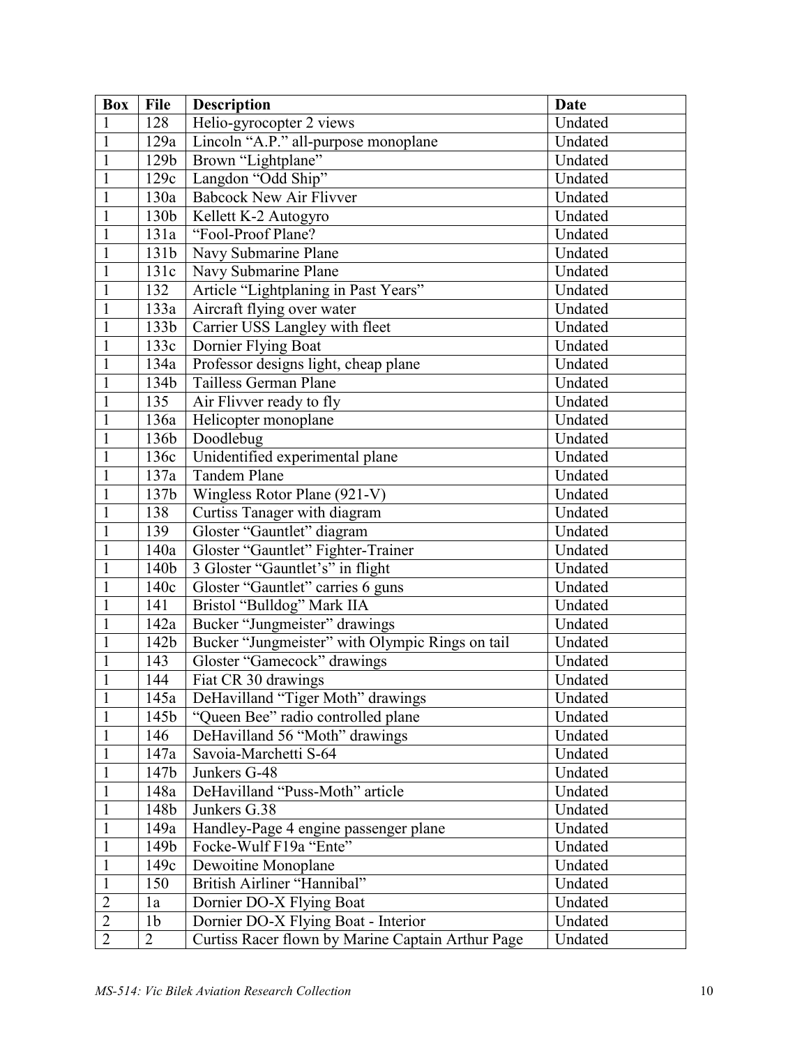| Box | File | Description | Date |
|---|---|---|---|
| 1 | 128 | Helio-gyrocopter 2 views | Undated |
| 1 | 129a | Lincoln "A.P." all-purpose monoplane | Undated |
| 1 | 129b | Brown "Lightplane" | Undated |
| 1 | 129c | Langdon "Odd Ship" | Undated |
| 1 | 130a | Babcock New Air Flivver | Undated |
| 1 | 130b | Kellett K-2 Autogyro | Undated |
| 1 | 131a | "Fool-Proof Plane? | Undated |
| 1 | 131b | Navy Submarine Plane | Undated |
| 1 | 131c | Navy Submarine Plane | Undated |
| 1 | 132 | Article "Lightplaning in Past Years" | Undated |
| 1 | 133a | Aircraft flying over water | Undated |
| 1 | 133b | Carrier USS Langley with fleet | Undated |
| 1 | 133c | Dornier Flying Boat | Undated |
| 1 | 134a | Professor designs light, cheap plane | Undated |
| 1 | 134b | Tailless German Plane | Undated |
| 1 | 135 | Air Flivver ready to fly | Undated |
| 1 | 136a | Helicopter monoplane | Undated |
| 1 | 136b | Doodlebug | Undated |
| 1 | 136c | Unidentified experimental plane | Undated |
| 1 | 137a | Tandem Plane | Undated |
| 1 | 137b | Wingless Rotor Plane (921-V) | Undated |
| 1 | 138 | Curtiss Tanager with diagram | Undated |
| 1 | 139 | Gloster "Gauntlet" diagram | Undated |
| 1 | 140a | Gloster "Gauntlet" Fighter-Trainer | Undated |
| 1 | 140b | 3 Gloster "Gauntlet's" in flight | Undated |
| 1 | 140c | Gloster "Gauntlet" carries 6 guns | Undated |
| 1 | 141 | Bristol "Bulldog" Mark IIA | Undated |
| 1 | 142a | Bucker "Jungmeister" drawings | Undated |
| 1 | 142b | Bucker "Jungmeister" with Olympic Rings on tail | Undated |
| 1 | 143 | Gloster "Gamecock" drawings | Undated |
| 1 | 144 | Fiat CR 30 drawings | Undated |
| 1 | 145a | DeHavilland "Tiger Moth" drawings | Undated |
| 1 | 145b | "Queen Bee" radio controlled plane | Undated |
| 1 | 146 | DeHavilland 56 "Moth" drawings | Undated |
| 1 | 147a | Savoia-Marchetti S-64 | Undated |
| 1 | 147b | Junkers G-48 | Undated |
| 1 | 148a | DeHavilland "Puss-Moth" article | Undated |
| 1 | 148b | Junkers G.38 | Undated |
| 1 | 149a | Handley-Page 4 engine passenger plane | Undated |
| 1 | 149b | Focke-Wulf F19a "Ente" | Undated |
| 1 | 149c | Dewoitine Monoplane | Undated |
| 1 | 150 | British Airliner "Hannibal" | Undated |
| 2 | 1a | Dornier DO-X Flying Boat | Undated |
| 2 | 1b | Dornier DO-X Flying Boat - Interior | Undated |
| 2 | 2 | Curtiss Racer flown by Marine Captain Arthur Page | Undated |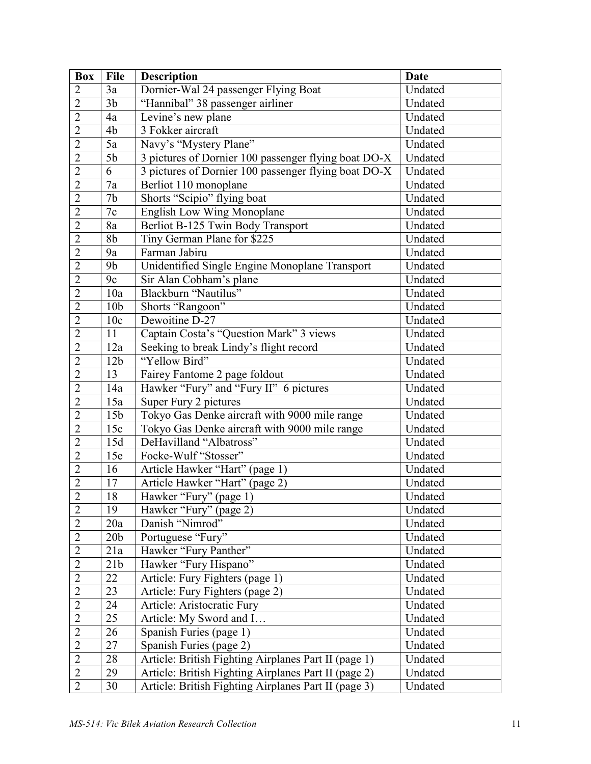| Box | File | Description | Date |
|---|---|---|---|
| 2 | 3a | Dornier-Wal 24 passenger Flying Boat | Undated |
| 2 | 3b | "Hannibal" 38 passenger airliner | Undated |
| 2 | 4a | Levine's new plane | Undated |
| 2 | 4b | 3 Fokker aircraft | Undated |
| 2 | 5a | Navy's "Mystery Plane" | Undated |
| 2 | 5b | 3 pictures of Dornier 100 passenger flying boat DO-X | Undated |
| 2 | 6 | 3 pictures of Dornier 100 passenger flying boat DO-X | Undated |
| 2 | 7a | Berliot 110 monoplane | Undated |
| 2 | 7b | Shorts "Scipio" flying boat | Undated |
| 2 | 7c | English Low Wing Monoplane | Undated |
| 2 | 8a | Berliot B-125 Twin Body Transport | Undated |
| 2 | 8b | Tiny German Plane for $225 | Undated |
| 2 | 9a | Farman Jabiru | Undated |
| 2 | 9b | Unidentified Single Engine Monoplane Transport | Undated |
| 2 | 9c | Sir Alan Cobham's plane | Undated |
| 2 | 10a | Blackburn "Nautilus" | Undated |
| 2 | 10b | Shorts "Rangoon" | Undated |
| 2 | 10c | Dewoitine D-27 | Undated |
| 2 | 11 | Captain Costa's "Question Mark" 3 views | Undated |
| 2 | 12a | Seeking to break Lindy's flight record | Undated |
| 2 | 12b | "Yellow Bird" | Undated |
| 2 | 13 | Fairey Fantome 2 page foldout | Undated |
| 2 | 14a | Hawker "Fury" and "Fury II" 6 pictures | Undated |
| 2 | 15a | Super Fury 2 pictures | Undated |
| 2 | 15b | Tokyo Gas Denke aircraft with 9000 mile range | Undated |
| 2 | 15c | Tokyo Gas Denke aircraft with 9000 mile range | Undated |
| 2 | 15d | DeHavilland "Albatross" | Undated |
| 2 | 15e | Focke-Wulf "Stosser" | Undated |
| 2 | 16 | Article Hawker "Hart" (page 1) | Undated |
| 2 | 17 | Article Hawker "Hart" (page 2) | Undated |
| 2 | 18 | Hawker "Fury" (page 1) | Undated |
| 2 | 19 | Hawker "Fury" (page 2) | Undated |
| 2 | 20a | Danish "Nimrod" | Undated |
| 2 | 20b | Portuguese "Fury" | Undated |
| 2 | 21a | Hawker "Fury Panther" | Undated |
| 2 | 21b | Hawker "Fury Hispano" | Undated |
| 2 | 22 | Article: Fury Fighters (page 1) | Undated |
| 2 | 23 | Article: Fury Fighters (page 2) | Undated |
| 2 | 24 | Article: Aristocratic Fury | Undated |
| 2 | 25 | Article: My Sword and I… | Undated |
| 2 | 26 | Spanish Furies (page 1) | Undated |
| 2 | 27 | Spanish Furies (page 2) | Undated |
| 2 | 28 | Article: British Fighting Airplanes Part II (page 1) | Undated |
| 2 | 29 | Article: British Fighting Airplanes Part II (page 2) | Undated |
| 2 | 30 | Article: British Fighting Airplanes Part II (page 3) | Undated |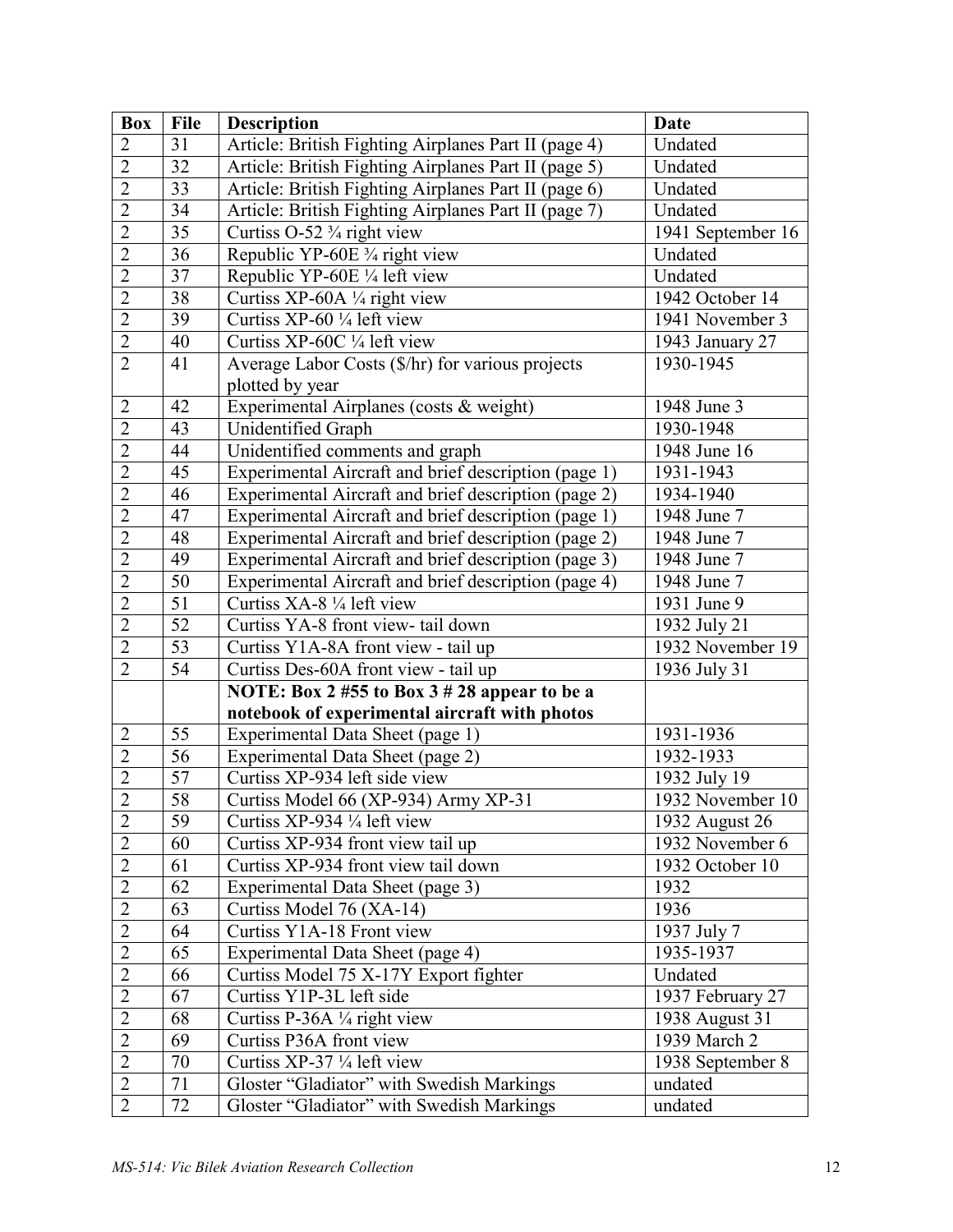| Box | File | Description | Date |
|---|---|---|---|
| 2 | 31 | Article: British Fighting Airplanes Part II (page 4) | Undated |
| 2 | 32 | Article: British Fighting Airplanes Part II (page 5) | Undated |
| 2 | 33 | Article: British Fighting Airplanes Part II (page 6) | Undated |
| 2 | 34 | Article: British Fighting Airplanes Part II (page 7) | Undated |
| 2 | 35 | Curtiss O-52 ¾ right view | 1941 September 16 |
| 2 | 36 | Republic YP-60E ¾ right view | Undated |
| 2 | 37 | Republic YP-60E ¼ left view | Undated |
| 2 | 38 | Curtiss XP-60A ¼ right view | 1942 October 14 |
| 2 | 39 | Curtiss XP-60 ¼ left view | 1941 November 3 |
| 2 | 40 | Curtiss XP-60C ¼ left view | 1943 January 27 |
| 2 | 41 | Average Labor Costs ($/hr) for various projects plotted by year | 1930-1945 |
| 2 | 42 | Experimental Airplanes (costs & weight) | 1948 June 3 |
| 2 | 43 | Unidentified Graph | 1930-1948 |
| 2 | 44 | Unidentified comments and graph | 1948 June 16 |
| 2 | 45 | Experimental Aircraft and brief description (page 1) | 1931-1943 |
| 2 | 46 | Experimental Aircraft and brief description (page 2) | 1934-1940 |
| 2 | 47 | Experimental Aircraft and brief description (page 1) | 1948 June 7 |
| 2 | 48 | Experimental Aircraft and brief description (page 2) | 1948 June 7 |
| 2 | 49 | Experimental Aircraft and brief description (page 3) | 1948 June 7 |
| 2 | 50 | Experimental Aircraft and brief description (page 4) | 1948 June 7 |
| 2 | 51 | Curtiss XA-8 ¼ left view | 1931 June 9 |
| 2 | 52 | Curtiss YA-8 front view- tail down | 1932 July 21 |
| 2 | 53 | Curtiss Y1A-8A front view - tail up | 1932 November 19 |
| 2 | 54 | Curtiss Des-60A front view - tail up | 1936 July 31 |
| | | **NOTE: Box 2 #55 to Box 3 # 28 appear to be a notebook of experimental aircraft with photos** | |
| 2 | 55 | Experimental Data Sheet (page 1) | 1931-1936 |
| 2 | 56 | Experimental Data Sheet (page 2) | 1932-1933 |
| 2 | 57 | Curtiss XP-934 left side view | 1932 July 19 |
| 2 | 58 | Curtiss Model 66 (XP-934) Army XP-31 | 1932 November 10 |
| 2 | 59 | Curtiss XP-934 ¼ left view | 1932 August 26 |
| 2 | 60 | Curtiss XP-934 front view tail up | 1932 November 6 |
| 2 | 61 | Curtiss XP-934 front view tail down | 1932 October 10 |
| 2 | 62 | Experimental Data Sheet (page 3) | 1932 |
| 2 | 63 | Curtiss Model 76 (XA-14) | 1936 |
| 2 | 64 | Curtiss Y1A-18 Front view | 1937 July 7 |
| 2 | 65 | Experimental Data Sheet (page 4) | 1935-1937 |
| 2 | 66 | Curtiss Model 75 X-17Y Export fighter | Undated |
| 2 | 67 | Curtiss Y1P-3L left side | 1937 February 27 |
| 2 | 68 | Curtiss P-36A ¼ right view | 1938 August 31 |
| 2 | 69 | Curtiss P36A front view | 1939 March 2 |
| 2 | 70 | Curtiss XP-37 ¼ left view | 1938 September 8 |
| 2 | 71 | Gloster "Gladiator" with Swedish Markings | undated |
| 2 | 72 | Gloster "Gladiator" with Swedish Markings | undated |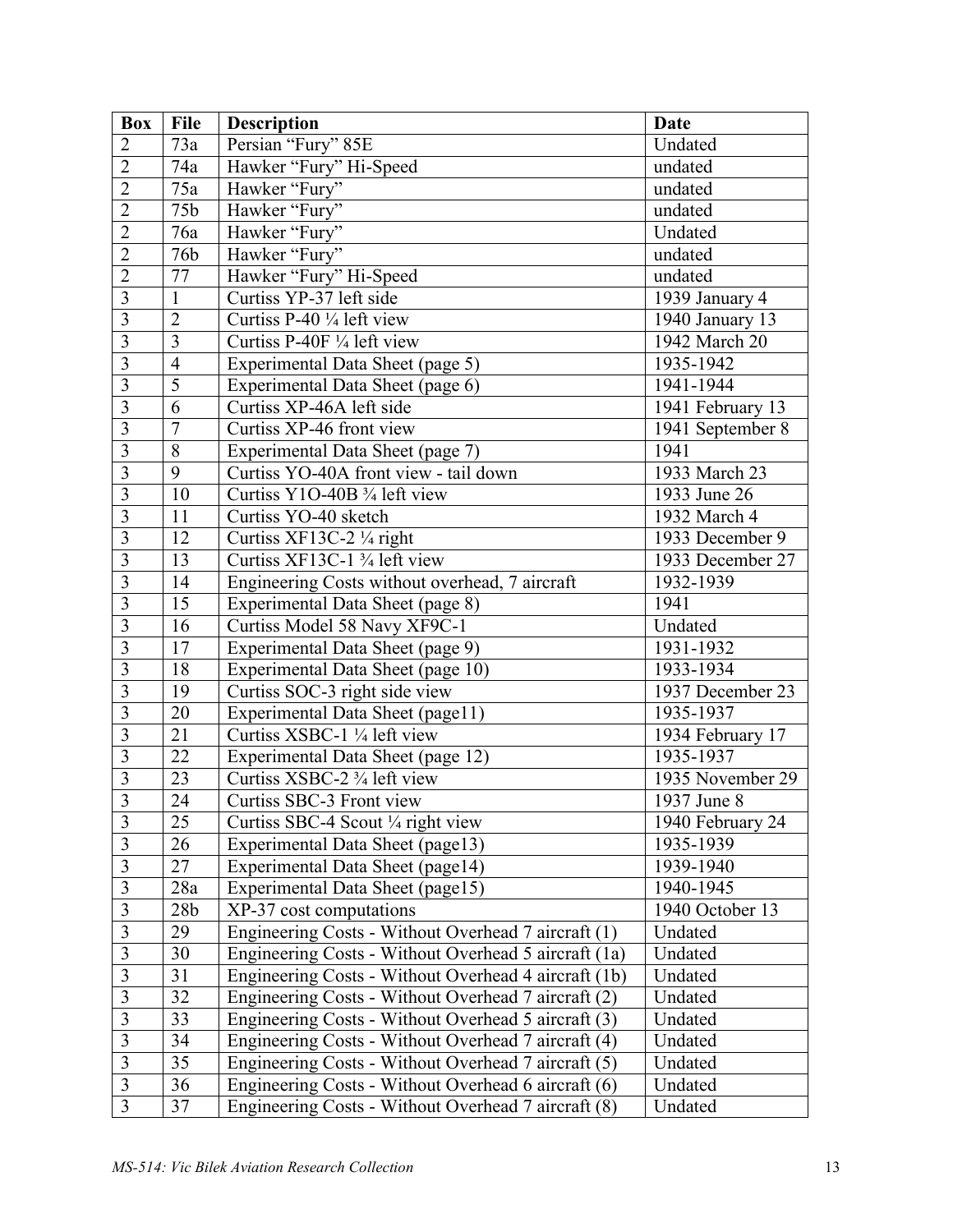| Box | File | Description | Date |
|---|---|---|---|
| 2 | 73a | Persian “Fury” 85E | Undated |
| 2 | 74a | Hawker “Fury” Hi-Speed | undated |
| 2 | 75a | Hawker “Fury” | undated |
| 2 | 75b | Hawker “Fury” | undated |
| 2 | 76a | Hawker “Fury” | Undated |
| 2 | 76b | Hawker “Fury” | undated |
| 2 | 77 | Hawker “Fury” Hi-Speed | undated |
| 3 | 1 | Curtiss YP-37 left side | 1939 January 4 |
| 3 | 2 | Curtiss P-40 ¼ left view | 1940 January 13 |
| 3 | 3 | Curtiss P-40F ¼ left view | 1942 March 20 |
| 3 | 4 | Experimental Data Sheet (page 5) | 1935-1942 |
| 3 | 5 | Experimental Data Sheet (page 6) | 1941-1944 |
| 3 | 6 | Curtiss XP-46A left side | 1941 February 13 |
| 3 | 7 | Curtiss XP-46 front view | 1941 September 8 |
| 3 | 8 | Experimental Data Sheet (page 7) | 1941 |
| 3 | 9 | Curtiss YO-40A front view - tail down | 1933 March 23 |
| 3 | 10 | Curtiss Y1O-40B ¾ left view | 1933 June 26 |
| 3 | 11 | Curtiss YO-40 sketch | 1932 March 4 |
| 3 | 12 | Curtiss XF13C-2 ¼ right | 1933 December 9 |
| 3 | 13 | Curtiss XF13C-1 ¾ left view | 1933 December 27 |
| 3 | 14 | Engineering Costs without overhead, 7 aircraft | 1932-1939 |
| 3 | 15 | Experimental Data Sheet (page 8) | 1941 |
| 3 | 16 | Curtiss Model 58 Navy XF9C-1 | Undated |
| 3 | 17 | Experimental Data Sheet (page 9) | 1931-1932 |
| 3 | 18 | Experimental Data Sheet (page 10) | 1933-1934 |
| 3 | 19 | Curtiss SOC-3 right side view | 1937 December 23 |
| 3 | 20 | Experimental Data Sheet (page11) | 1935-1937 |
| 3 | 21 | Curtiss XSBC-1 ¼ left view | 1934 February 17 |
| 3 | 22 | Experimental Data Sheet (page 12) | 1935-1937 |
| 3 | 23 | Curtiss XSBC-2 ¾ left view | 1935 November 29 |
| 3 | 24 | Curtiss SBC-3 Front view | 1937 June 8 |
| 3 | 25 | Curtiss SBC-4 Scout ¼ right view | 1940 February 24 |
| 3 | 26 | Experimental Data Sheet (page13) | 1935-1939 |
| 3 | 27 | Experimental Data Sheet (page14) | 1939-1940 |
| 3 | 28a | Experimental Data Sheet (page15) | 1940-1945 |
| 3 | 28b | XP-37 cost computations | 1940 October 13 |
| 3 | 29 | Engineering Costs - Without Overhead 7 aircraft (1) | Undated |
| 3 | 30 | Engineering Costs - Without Overhead 5 aircraft (1a) | Undated |
| 3 | 31 | Engineering Costs - Without Overhead 4 aircraft (1b) | Undated |
| 3 | 32 | Engineering Costs - Without Overhead 7 aircraft (2) | Undated |
| 3 | 33 | Engineering Costs - Without Overhead 5 aircraft (3) | Undated |
| 3 | 34 | Engineering Costs - Without Overhead 7 aircraft (4) | Undated |
| 3 | 35 | Engineering Costs - Without Overhead 7 aircraft (5) | Undated |
| 3 | 36 | Engineering Costs - Without Overhead 6 aircraft (6) | Undated |
| 3 | 37 | Engineering Costs - Without Overhead 7 aircraft (8) | Undated |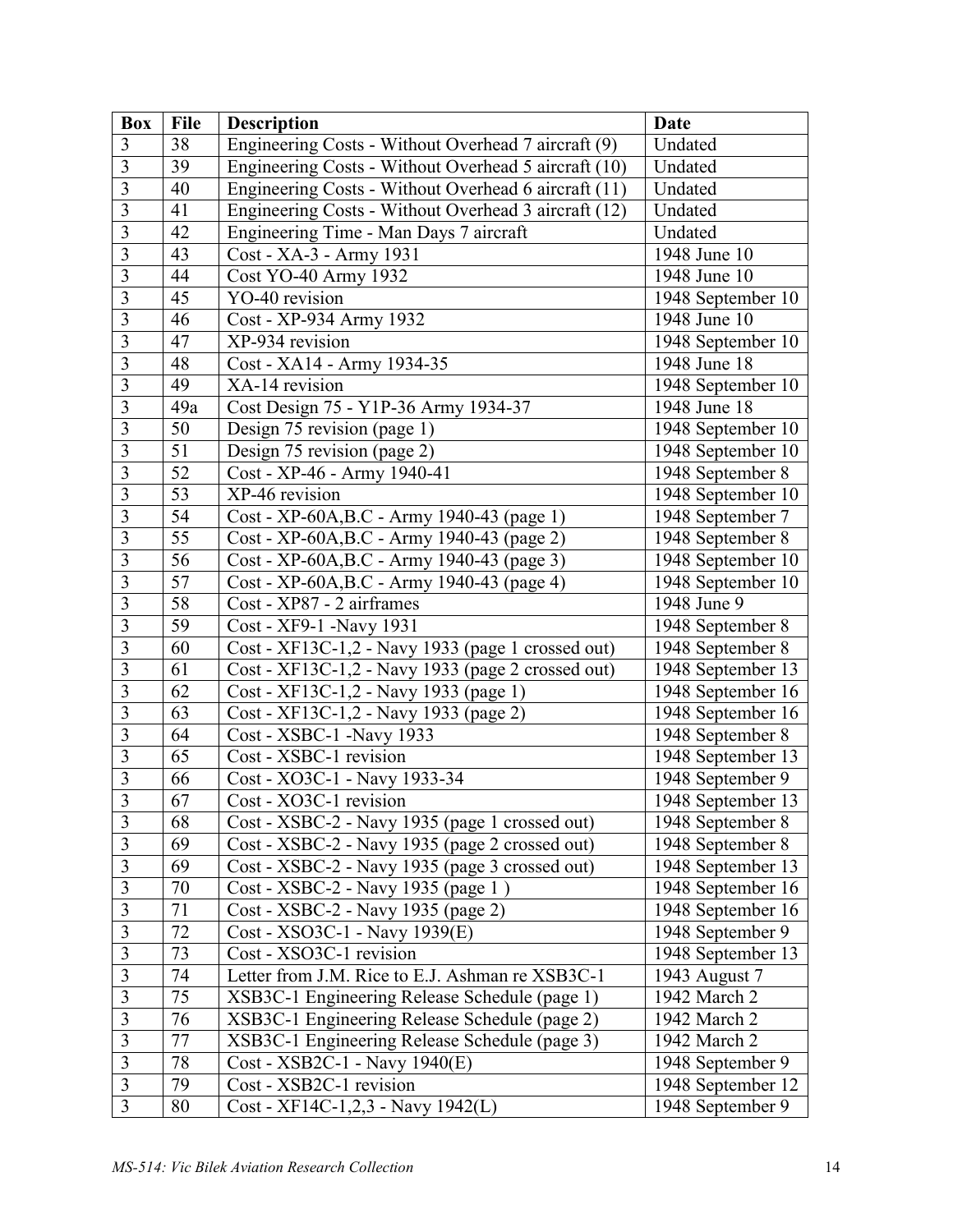| Box | File | Description | Date |
|---|---|---|---|
| 3 | 38 | Engineering Costs - Without Overhead 7 aircraft (9) | Undated |
| 3 | 39 | Engineering Costs - Without Overhead 5 aircraft (10) | Undated |
| 3 | 40 | Engineering Costs - Without Overhead 6 aircraft (11) | Undated |
| 3 | 41 | Engineering Costs - Without Overhead 3 aircraft (12) | Undated |
| 3 | 42 | Engineering Time - Man Days 7 aircraft | Undated |
| 3 | 43 | Cost - XA-3 - Army 1931 | 1948 June 10 |
| 3 | 44 | Cost YO-40 Army 1932 | 1948 June 10 |
| 3 | 45 | YO-40 revision | 1948 September 10 |
| 3 | 46 | Cost - XP-934 Army 1932 | 1948 June 10 |
| 3 | 47 | XP-934 revision | 1948 September 10 |
| 3 | 48 | Cost - XA14 - Army 1934-35 | 1948 June 18 |
| 3 | 49 | XA-14 revision | 1948 September 10 |
| 3 | 49a | Cost Design 75 - Y1P-36 Army 1934-37 | 1948 June 18 |
| 3 | 50 | Design 75 revision (page 1) | 1948 September 10 |
| 3 | 51 | Design 75 revision (page 2) | 1948 September 10 |
| 3 | 52 | Cost - XP-46 - Army 1940-41 | 1948 September 8 |
| 3 | 53 | XP-46 revision | 1948 September 10 |
| 3 | 54 | Cost - XP-60A,B.C - Army 1940-43 (page 1) | 1948 September 7 |
| 3 | 55 | Cost - XP-60A,B.C - Army 1940-43 (page 2) | 1948 September 8 |
| 3 | 56 | Cost - XP-60A,B.C - Army 1940-43 (page 3) | 1948 September 10 |
| 3 | 57 | Cost - XP-60A,B.C - Army 1940-43 (page 4) | 1948 September 10 |
| 3 | 58 | Cost - XP87 - 2 airframes | 1948 June 9 |
| 3 | 59 | Cost - XF9-1 -Navy 1931 | 1948 September 8 |
| 3 | 60 | Cost - XF13C-1,2 - Navy 1933 (page 1 crossed out) | 1948 September 8 |
| 3 | 61 | Cost - XF13C-1,2 - Navy 1933 (page 2 crossed out) | 1948 September 13 |
| 3 | 62 | Cost - XF13C-1,2 - Navy 1933 (page 1) | 1948 September 16 |
| 3 | 63 | Cost - XF13C-1,2 - Navy 1933 (page 2) | 1948 September 16 |
| 3 | 64 | Cost - XSBC-1 -Navy 1933 | 1948 September 8 |
| 3 | 65 | Cost - XSBC-1 revision | 1948 September 13 |
| 3 | 66 | Cost - XO3C-1 - Navy 1933-34 | 1948 September 9 |
| 3 | 67 | Cost - XO3C-1 revision | 1948 September 13 |
| 3 | 68 | Cost - XSBC-2 - Navy 1935 (page 1 crossed out) | 1948 September 8 |
| 3 | 69 | Cost - XSBC-2 - Navy 1935 (page 2 crossed out) | 1948 September 8 |
| 3 | 69 | Cost - XSBC-2 - Navy 1935 (page 3 crossed out) | 1948 September 13 |
| 3 | 70 | Cost - XSBC-2 - Navy 1935 (page 1 ) | 1948 September 16 |
| 3 | 71 | Cost - XSBC-2 - Navy 1935 (page 2) | 1948 September 16 |
| 3 | 72 | Cost - XSO3C-1 - Navy 1939(E) | 1948 September 9 |
| 3 | 73 | Cost - XSO3C-1 revision | 1948 September 13 |
| 3 | 74 | Letter from J.M. Rice to E.J. Ashman re XSB3C-1 | 1943 August 7 |
| 3 | 75 | XSB3C-1 Engineering Release Schedule (page 1) | 1942 March 2 |
| 3 | 76 | XSB3C-1 Engineering Release Schedule (page 2) | 1942 March 2 |
| 3 | 77 | XSB3C-1 Engineering Release Schedule (page 3) | 1942 March 2 |
| 3 | 78 | Cost - XSB2C-1 - Navy 1940(E) | 1948 September 9 |
| 3 | 79 | Cost - XSB2C-1 revision | 1948 September 12 |
| 3 | 80 | Cost - XF14C-1,2,3 - Navy 1942(L) | 1948 September 9 |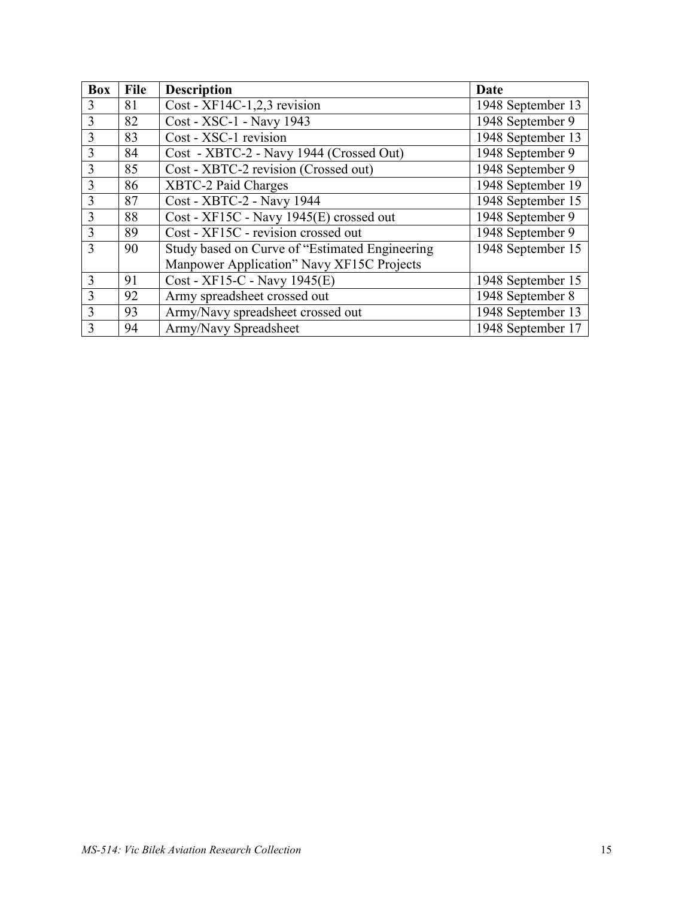| Box | File | Description | Date |
| --- | --- | --- | --- |
| 3 | 81 | Cost - XF14C-1,2,3 revision | 1948 September 13 |
| 3 | 82 | Cost - XSC-1 - Navy 1943 | 1948 September 9 |
| 3 | 83 | Cost - XSC-1 revision | 1948 September 13 |
| 3 | 84 | Cost  - XBTC-2 - Navy 1944 (Crossed Out) | 1948 September 9 |
| 3 | 85 | Cost - XBTC-2 revision (Crossed out) | 1948 September 9 |
| 3 | 86 | XBTC-2 Paid Charges | 1948 September 19 |
| 3 | 87 | Cost - XBTC-2 - Navy 1944 | 1948 September 15 |
| 3 | 88 | Cost - XF15C - Navy 1945(E) crossed out | 1948 September 9 |
| 3 | 89 | Cost - XF15C - revision crossed out | 1948 September 9 |
| 3 | 90 | Study based on Curve of "Estimated Engineering Manpower Application" Navy XF15C Projects | 1948 September 15 |
| 3 | 91 | Cost - XF15-C - Navy 1945(E) | 1948 September 15 |
| 3 | 92 | Army spreadsheet crossed out | 1948 September 8 |
| 3 | 93 | Army/Navy spreadsheet crossed out | 1948 September 13 |
| 3 | 94 | Army/Navy Spreadsheet | 1948 September 17 |